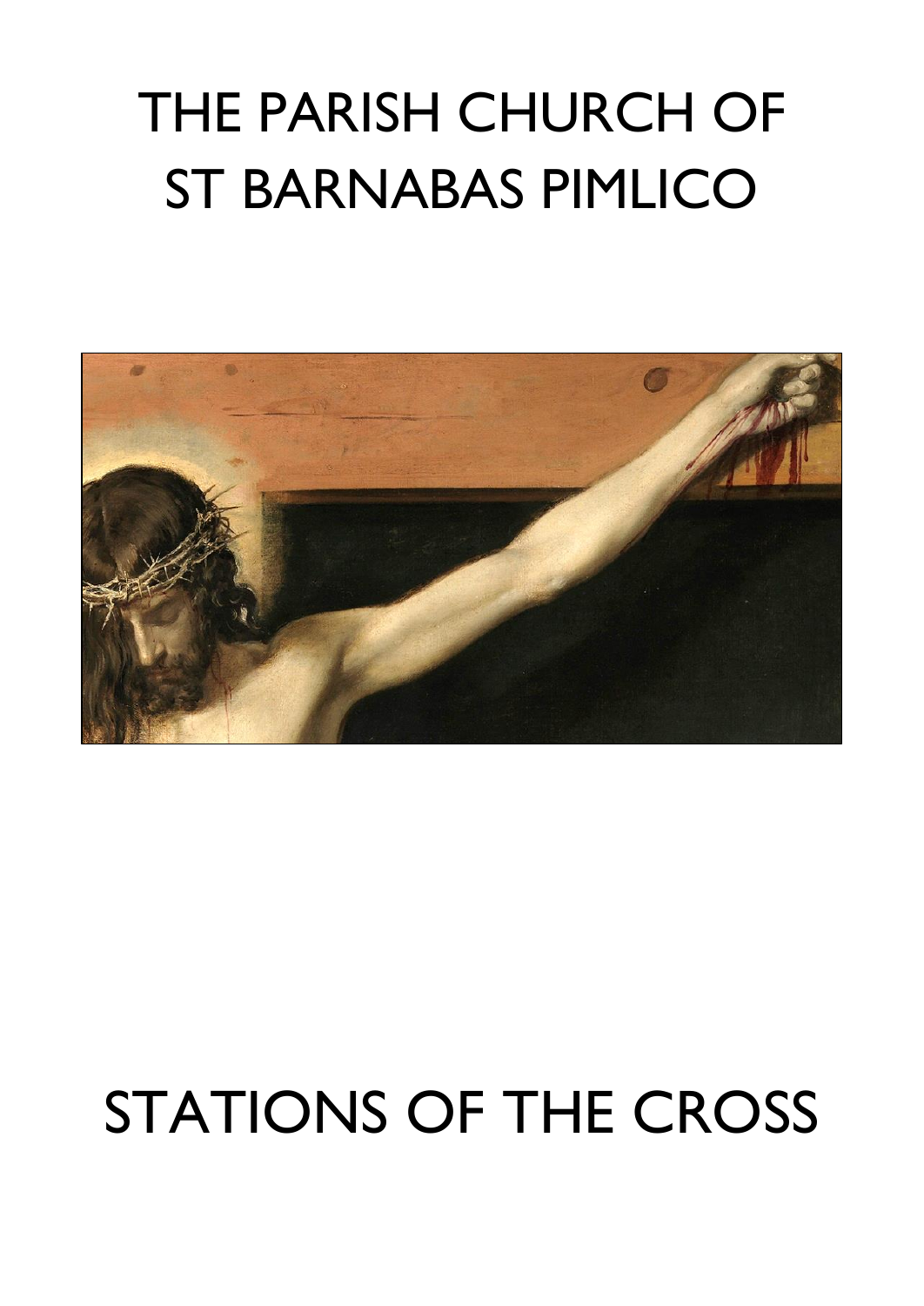# THE PARISH CHURCH OF ST BARNABAS PIMLICO

# STATIONS OF THE CROSS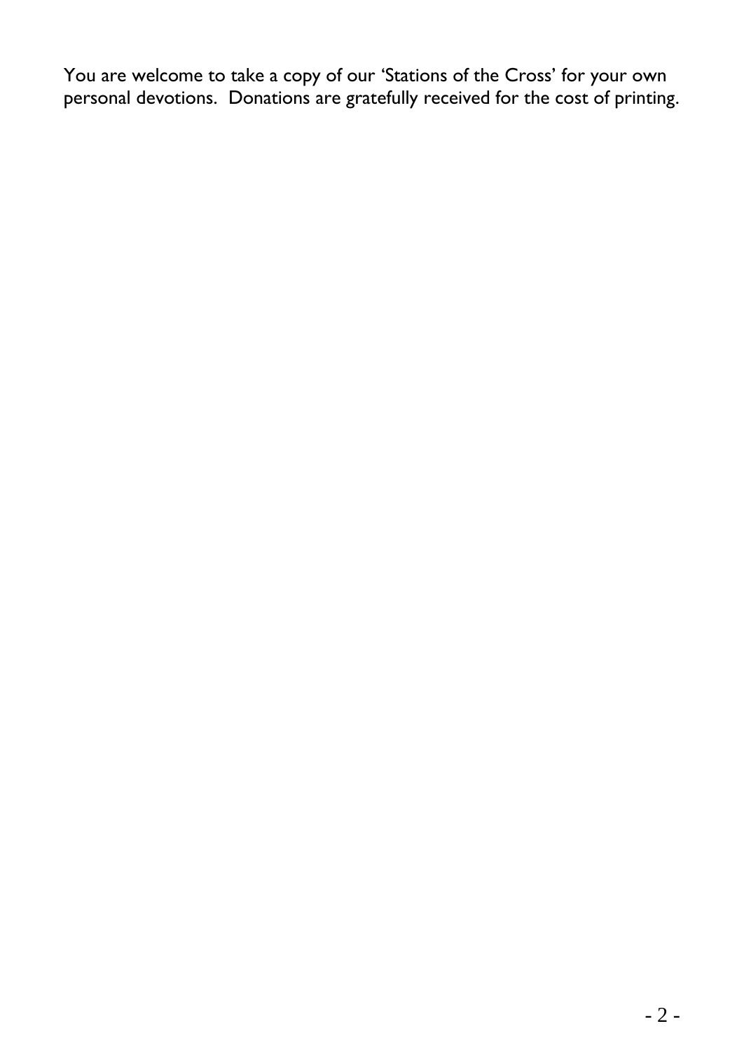You are welcome to take a copy of our 'Stations of the Cross' for your own personal devotions.  Donations are gratefully received for the cost of printing.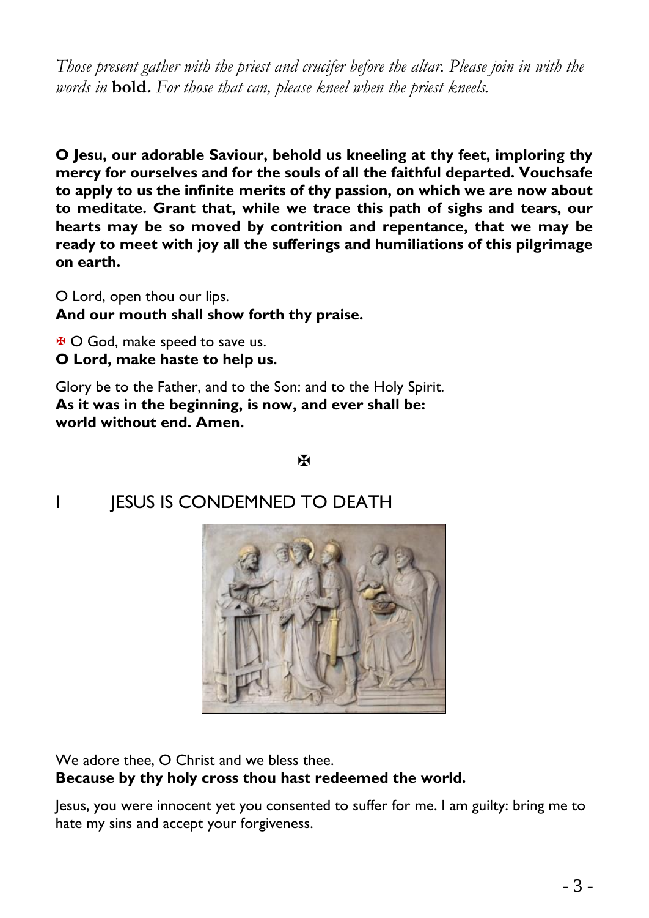*Those present gather with the priest and crucifer before the altar. Please join in with the words in* **bold***. For those that can, please kneel when the priest kneels.*

**O Jesu, our adorable Saviour, behold us kneeling at thy feet, imploring thy mercy for ourselves and for the souls of all the faithful departed. Vouchsafe to apply to us the infinite merits of thy passion, on which we are now about to meditate. Grant that, while we trace this path of sighs and tears, our hearts may be so moved by contrition and repentance, that we may be ready to meet with joy all the sufferings and humiliations of this pilgrimage on earth.**

O Lord, open thou our lips.
**And our mouth shall show forth thy praise.**

✠ O God, make speed to save us.
**O Lord, make haste to help us.**

Glory be to the Father, and to the Son: and to the Holy Spirit.
**As it was in the beginning, is now, and ever shall be:**
**world without end. Amen.**

✠

## I JESUS IS CONDEMNED TO DEATH

We adore thee, O Christ and we bless thee.
**Because by thy holy cross thou hast redeemed the world.**

Jesus, you were innocent yet you consented to suffer for me. I am guilty: bring me to hate my sins and accept your forgiveness.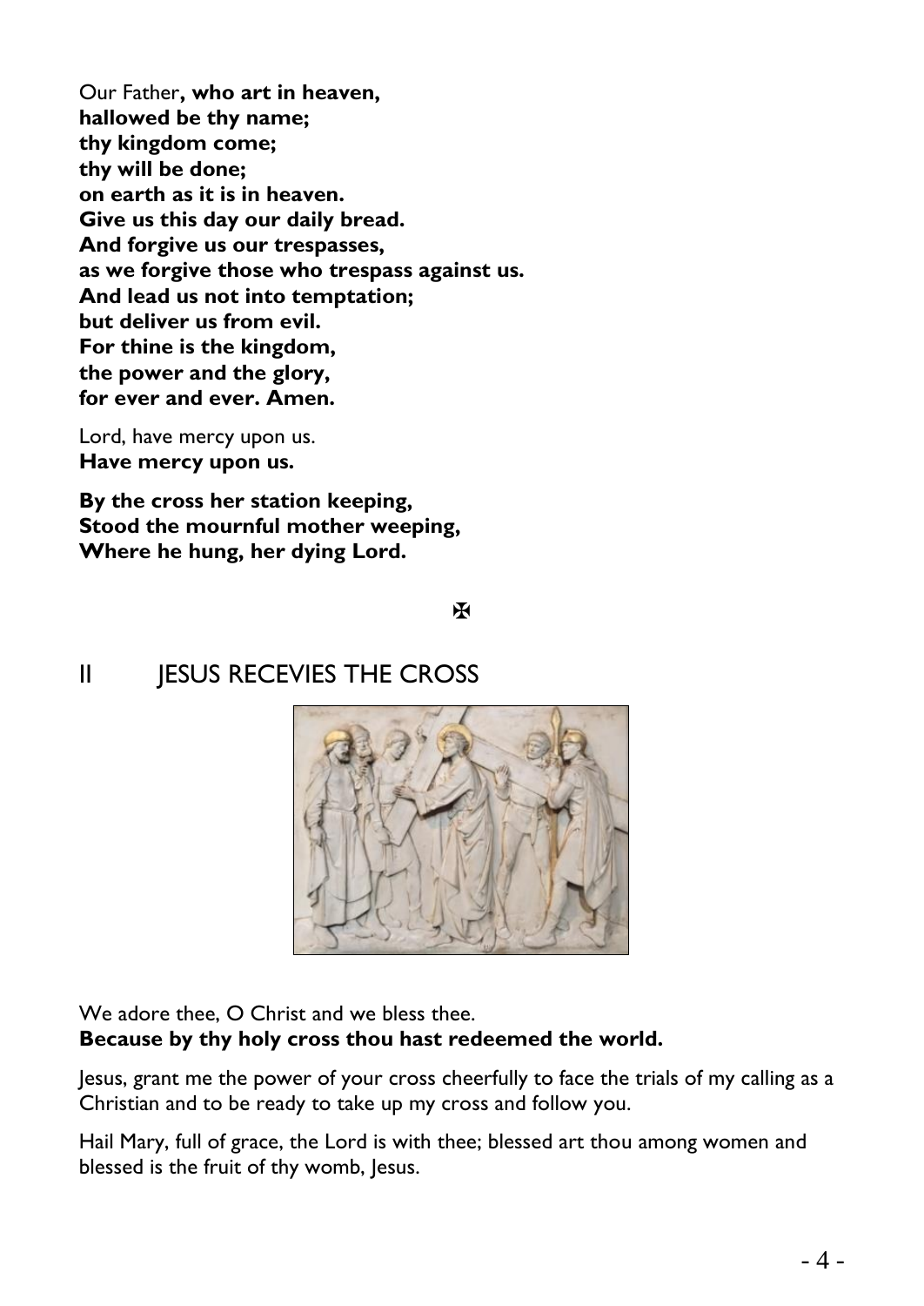Our Father**, who art in heaven,**
**hallowed be thy name;**
**thy kingdom come;**
**thy will be done;**
**on earth as it is in heaven.**
**Give us this day our daily bread.**
**And forgive us our trespasses,**
**as we forgive those who trespass against us.**
**And lead us not into temptation;**
**but deliver us from evil.**
**For thine is the kingdom,**
**the power and the glory,**
**for ever and ever. Amen.**

Lord, have mercy upon us.
**Have mercy upon us.**

**By the cross her station keeping,**
**Stood the mournful mother weeping,**
**Where he hung, her dying Lord.**

✠

## II JESUS RECEVIES THE CROSS

We adore thee, O Christ and we bless thee.
**Because by thy holy cross thou hast redeemed the world.**

Jesus, grant me the power of your cross cheerfully to face the trials of my calling as a Christian and to be ready to take up my cross and follow you.

Hail Mary, full of grace, the Lord is with thee; blessed art thou among women and blessed is the fruit of thy womb, Jesus.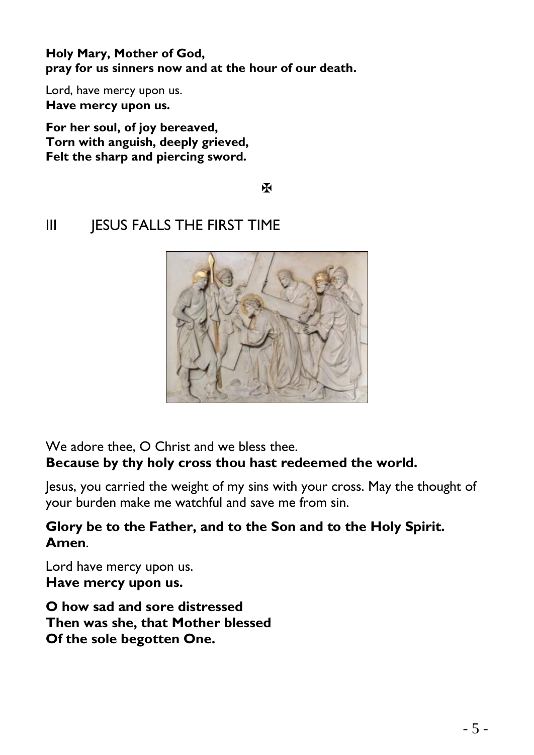**Holy Mary, Mother of God,**
**pray for us sinners now and at the hour of our death.**

Lord, have mercy upon us.
**Have mercy upon us.**

**For her soul, of joy bereaved,**
**Torn with anguish, deeply grieved,**
**Felt the sharp and piercing sword.**

✠

## III JESUS FALLS THE FIRST TIME

We adore thee, O Christ and we bless thee.
**Because by thy holy cross thou hast redeemed the world.**

Jesus, you carried the weight of my sins with your cross. May the thought of your burden make me watchful and save me from sin.

**Glory be to the Father, and to the Son and to the Holy Spirit. Amen**.

Lord have mercy upon us.
**Have mercy upon us.**

**O how sad and sore distressed**
**Then was she, that Mother blessed**
**Of the sole begotten One.**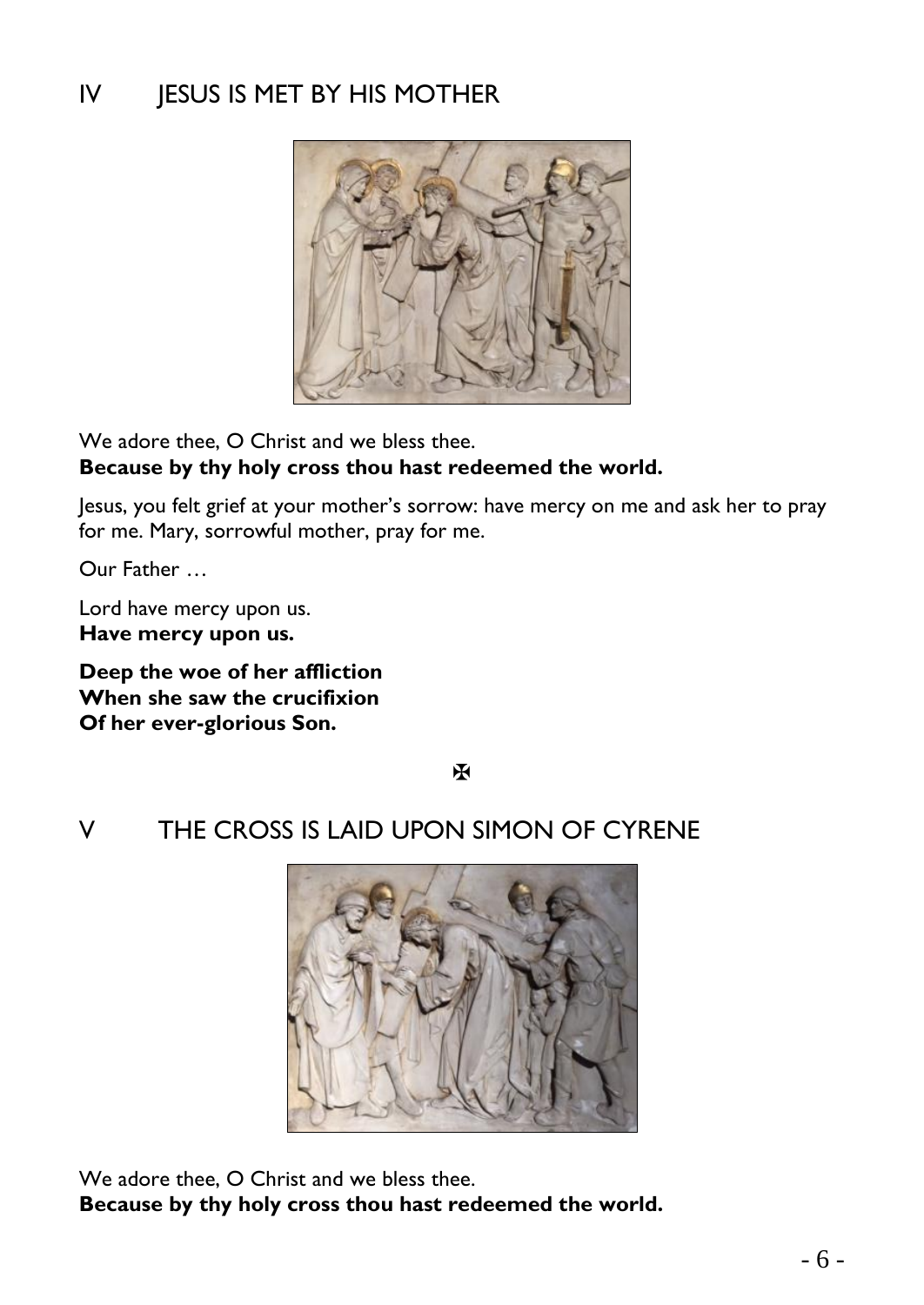## IV JESUS IS MET BY HIS MOTHER

We adore thee, O Christ and we bless thee.
**Because by thy holy cross thou hast redeemed the world.**

Jesus, you felt grief at your mother's sorrow: have mercy on me and ask her to pray for me. Mary, sorrowful mother, pray for me.

Our Father …

Lord have mercy upon us.
**Have mercy upon us.**

**Deep the woe of her affliction**
**When she saw the crucifixion**
**Of her ever-glorious Son.**

✠

## V THE CROSS IS LAID UPON SIMON OF CYRENE

We adore thee, O Christ and we bless thee.
**Because by thy holy cross thou hast redeemed the world.**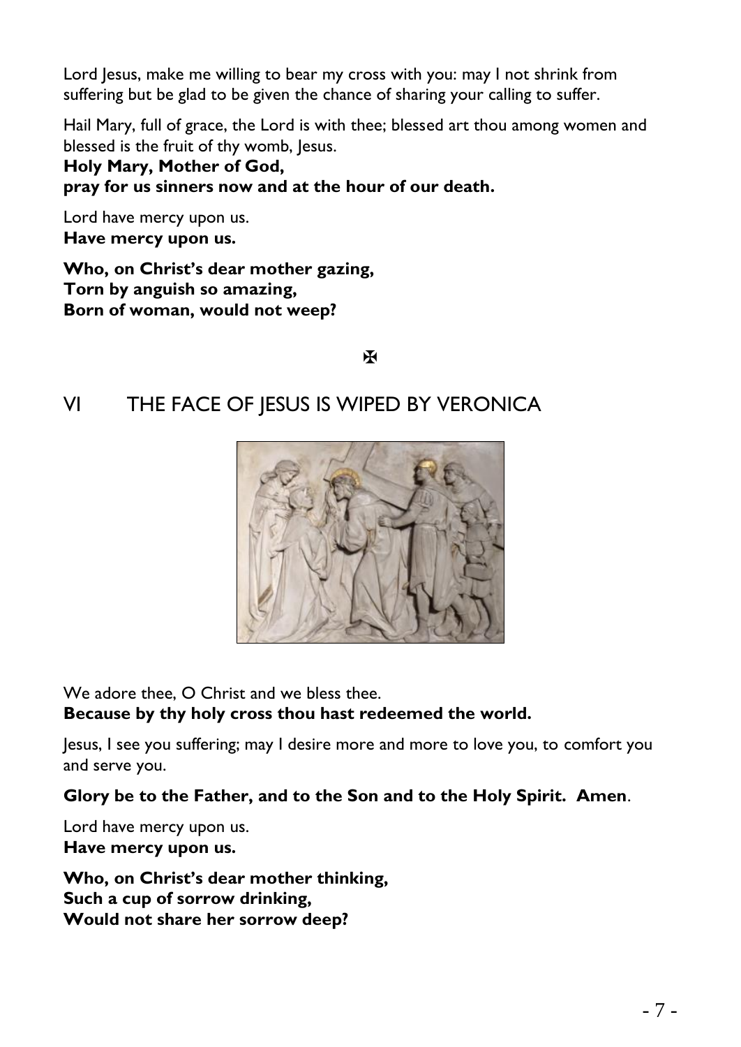Lord Jesus, make me willing to bear my cross with you: may I not shrink from suffering but be glad to be given the chance of sharing your calling to suffer.

Hail Mary, full of grace, the Lord is with thee; blessed art thou among women and blessed is the fruit of thy womb, Jesus.
**Holy Mary, Mother of God,**
**pray for us sinners now and at the hour of our death.**

Lord have mercy upon us.
**Have mercy upon us.**

**Who, on Christ's dear mother gazing,**
**Torn by anguish so amazing,**
**Born of woman, would not weep?**

✠

## VI THE FACE OF JESUS IS WIPED BY VERONICA

We adore thee, O Christ and we bless thee.
**Because by thy holy cross thou hast redeemed the world.**

Jesus, I see you suffering; may I desire more and more to love you, to comfort you and serve you.

**Glory be to the Father, and to the Son and to the Holy Spirit. Amen**.

Lord have mercy upon us.
**Have mercy upon us.**

**Who, on Christ's dear mother thinking,**
**Such a cup of sorrow drinking,**
**Would not share her sorrow deep?**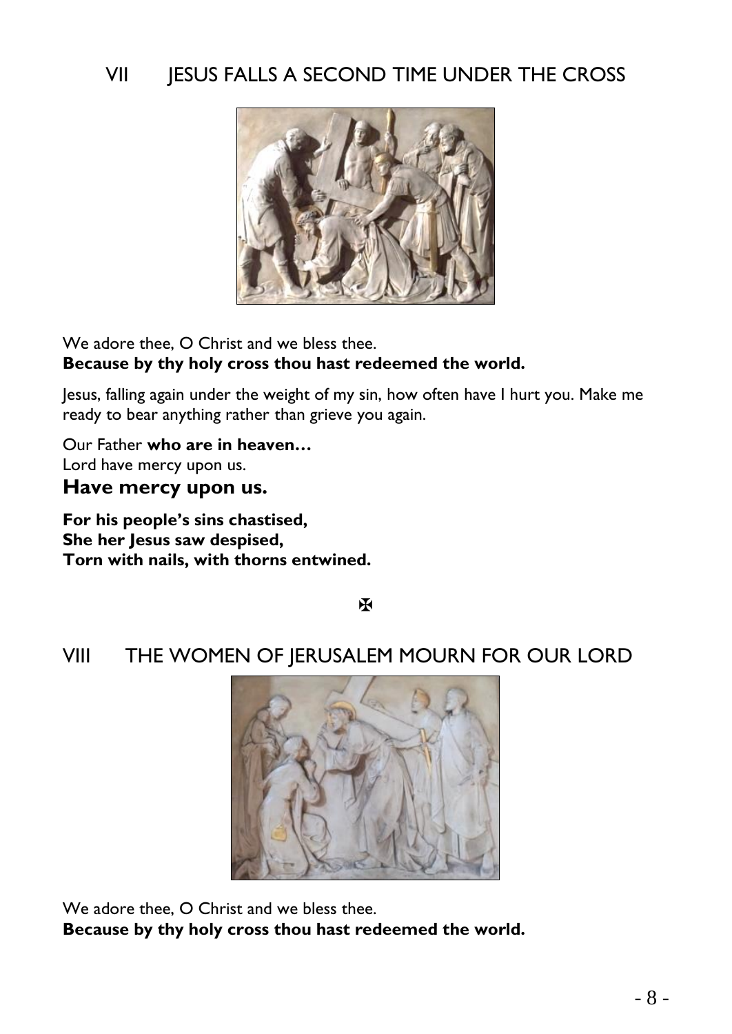## VII JESUS FALLS A SECOND TIME UNDER THE CROSS

We adore thee, O Christ and we bless thee.
**Because by thy holy cross thou hast redeemed the world.**

Jesus, falling again under the weight of my sin, how often have I hurt you. Make me ready to bear anything rather than grieve you again.

Our Father **who are in heaven…**
Lord have mercy upon us.
**Have mercy upon us.**

**For his people's sins chastised,**
**She her Jesus saw despised,**
**Torn with nails, with thorns entwined.**

✠

## VIII THE WOMEN OF JERUSALEM MOURN FOR OUR LORD

We adore thee, O Christ and we bless thee.
**Because by thy holy cross thou hast redeemed the world.**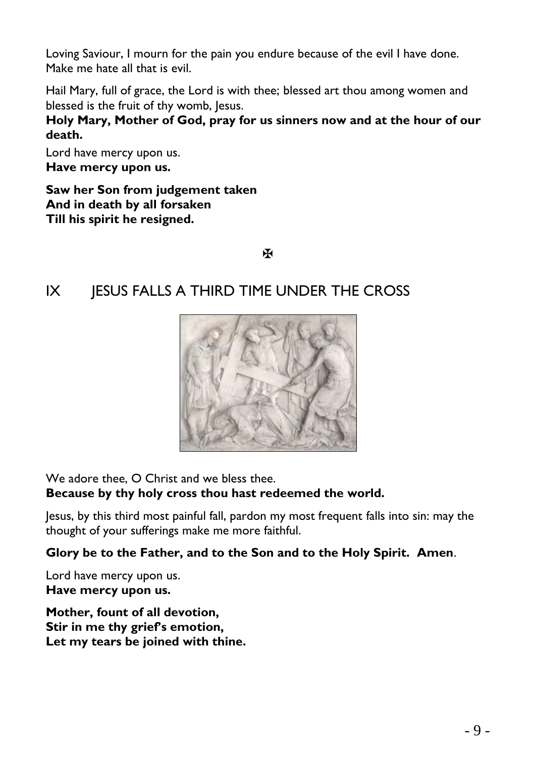Loving Saviour, I mourn for the pain you endure because of the evil I have done. Make me hate all that is evil.

Hail Mary, full of grace, the Lord is with thee; blessed art thou among women and blessed is the fruit of thy womb, Jesus.
**Holy Mary, Mother of God, pray for us sinners now and at the hour of our death.**

Lord have mercy upon us.
**Have mercy upon us.**

**Saw her Son from judgement taken**
**And in death by all forsaken**
**Till his spirit he resigned.**

✠

## IX JESUS FALLS A THIRD TIME UNDER THE CROSS

We adore thee, O Christ and we bless thee.
**Because by thy holy cross thou hast redeemed the world.**

Jesus, by this third most painful fall, pardon my most frequent falls into sin: may the thought of your sufferings make me more faithful.

**Glory be to the Father, and to the Son and to the Holy Spirit. Amen**.

Lord have mercy upon us.
**Have mercy upon us.**

**Mother, fount of all devotion,**
**Stir in me thy grief's emotion,**
**Let my tears be joined with thine.**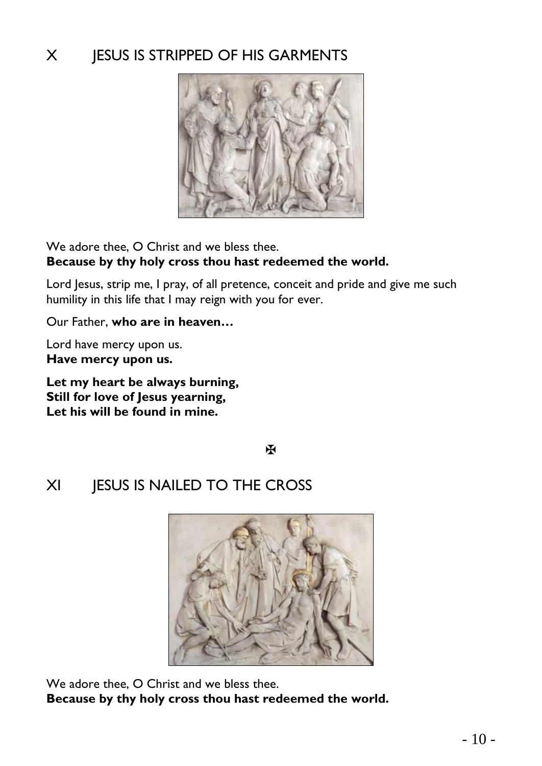## X JESUS IS STRIPPED OF HIS GARMENTS

We adore thee, O Christ and we bless thee.
**Because by thy holy cross thou hast redeemed the world.**

Lord Jesus, strip me, I pray, of all pretence, conceit and pride and give me such humility in this life that I may reign with you for ever.

Our Father, **who are in heaven…**

Lord have mercy upon us.
**Have mercy upon us.**

**Let my heart be always burning,**
**Still for love of Jesus yearning,**
**Let his will be found in mine.**

✠

## XI JESUS IS NAILED TO THE CROSS

We adore thee, O Christ and we bless thee.
**Because by thy holy cross thou hast redeemed the world.**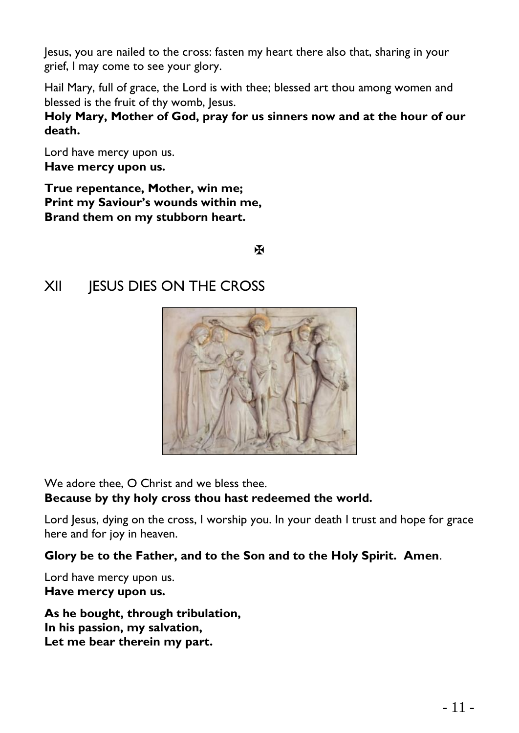Jesus, you are nailed to the cross: fasten my heart there also that, sharing in your grief, I may come to see your glory.

Hail Mary, full of grace, the Lord is with thee; blessed art thou among women and blessed is the fruit of thy womb, Jesus.
**Holy Mary, Mother of God, pray for us sinners now and at the hour of our death.**

Lord have mercy upon us.
**Have mercy upon us.**

**True repentance, Mother, win me;**
**Print my Saviour's wounds within me,**
**Brand them on my stubborn heart.**

✠

## XII JESUS DIES ON THE CROSS

We adore thee, O Christ and we bless thee.
**Because by thy holy cross thou hast redeemed the world.**

Lord Jesus, dying on the cross, I worship you. In your death I trust and hope for grace here and for joy in heaven.

**Glory be to the Father, and to the Son and to the Holy Spirit. Amen**.

Lord have mercy upon us.
**Have mercy upon us.**

**As he bought, through tribulation,**
**In his passion, my salvation,**
**Let me bear therein my part.**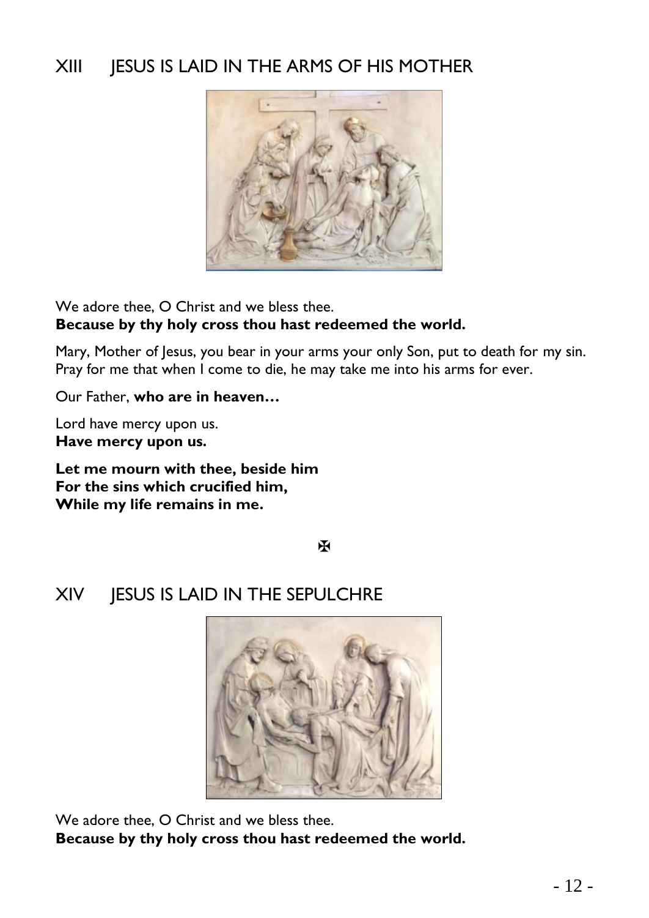## XIII JESUS IS LAID IN THE ARMS OF HIS MOTHER

We adore thee, O Christ and we bless thee.
**Because by thy holy cross thou hast redeemed the world.**

Mary, Mother of Jesus, you bear in your arms your only Son, put to death for my sin. Pray for me that when I come to die, he may take me into his arms for ever.

Our Father, **who are in heaven…**

Lord have mercy upon us.
**Have mercy upon us.**

**Let me mourn with thee, beside him**
**For the sins which crucified him,**
**While my life remains in me.**

✠

## XIV JESUS IS LAID IN THE SEPULCHRE

We adore thee, O Christ and we bless thee.
**Because by thy holy cross thou hast redeemed the world.**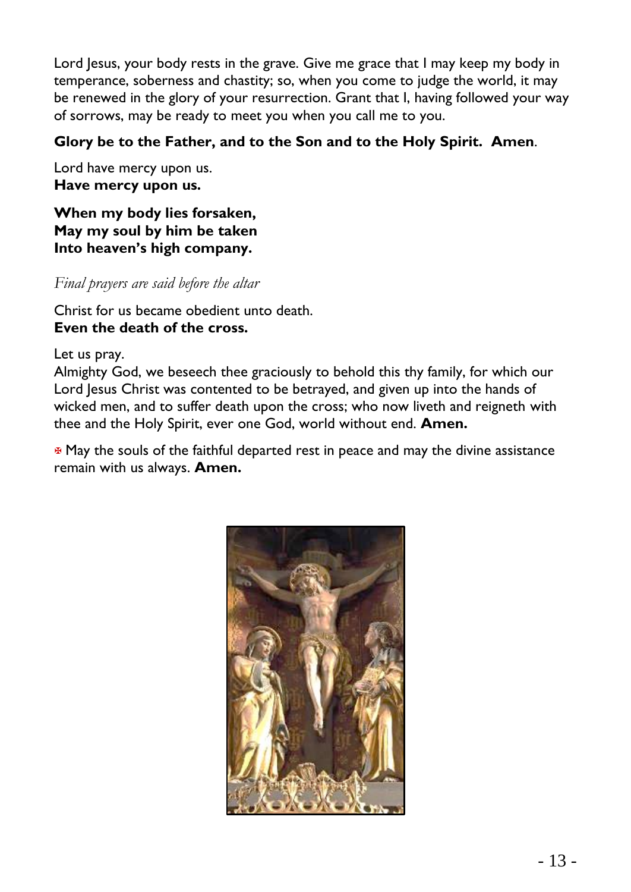Lord Jesus, your body rests in the grave. Give me grace that I may keep my body in temperance, soberness and chastity; so, when you come to judge the world, it may be renewed in the glory of your resurrection. Grant that I, having followed your way of sorrows, may be ready to meet you when you call me to you.

**Glory be to the Father, and to the Son and to the Holy Spirit. Amen**.

Lord have mercy upon us.
**Have mercy upon us.**

**When my body lies forsaken,**
**May my soul by him be taken**
**Into heaven's high company.**

*Final prayers are said before the altar*

Christ for us became obedient unto death.
**Even the death of the cross.**

Let us pray.
Almighty God, we beseech thee graciously to behold this thy family, for which our Lord Jesus Christ was contented to be betrayed, and given up into the hands of wicked men, and to suffer death upon the cross; who now liveth and reigneth with thee and the Holy Spirit, ever one God, world without end. **Amen.**

✠ May the souls of the faithful departed rest in peace and may the divine assistance remain with us always. **Amen.**